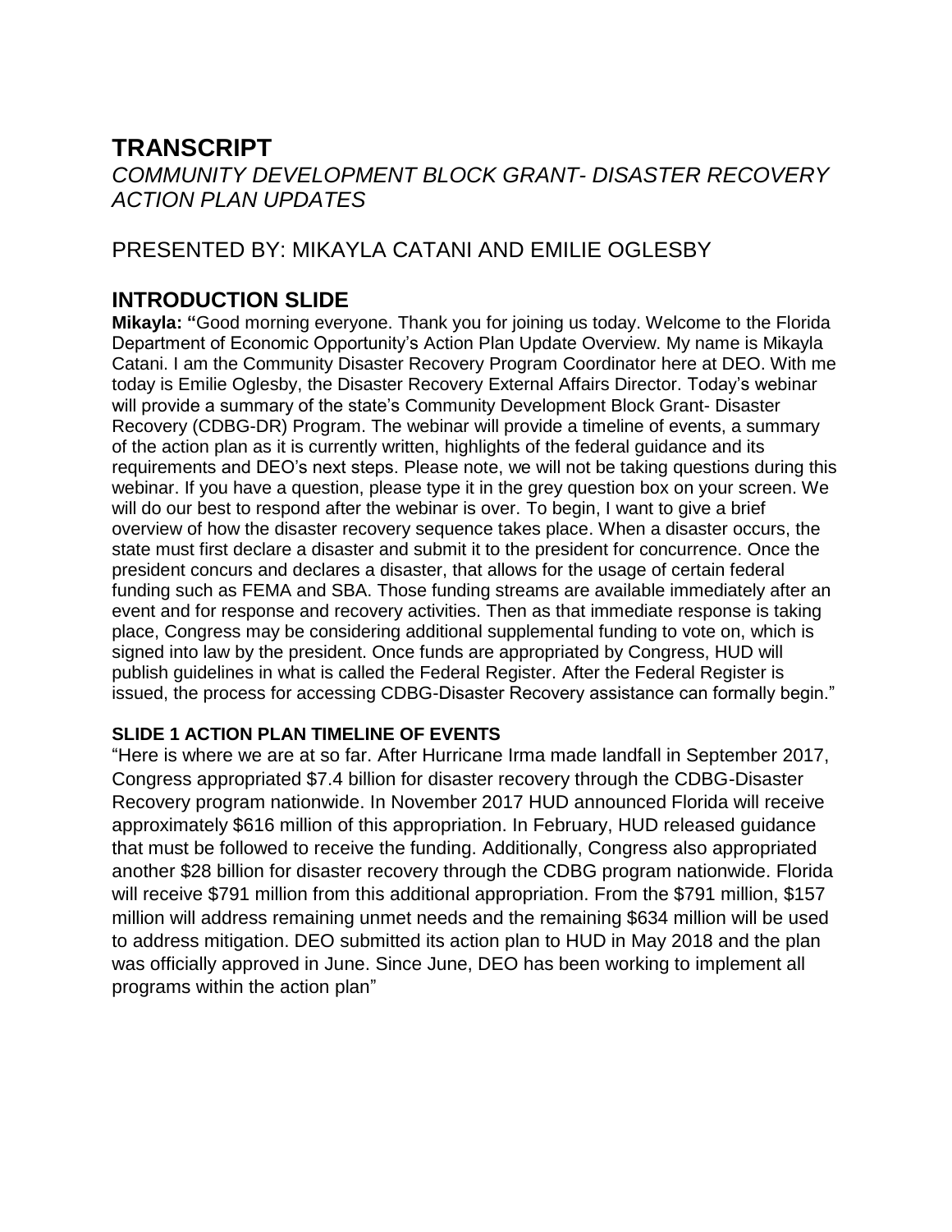# TRANSCRIPT

*COMMUNITY DEVELOPMENT BLOCK GRANT- DISASTER RECOVERY ACTION PLAN UPDATES*

## PRESENTED BY: MIKAYLA CATANI AND EMILIE OGLESBY

## INTRODUCTION SLIDE

**Mikayla: "**Good morning everyone. Thank you for joining us today. Welcome to the Florida Department of Economic Opportunity's Action Plan Update Overview. My name is Mikayla Catani. I am the Community Disaster Recovery Program Coordinator here at DEO. With me today is Emilie Oglesby, the Disaster Recovery External Affairs Director. Today's webinar will provide a summary of the state's Community Development Block Grant- Disaster Recovery (CDBG-DR) Program. The webinar will provide a timeline of events, a summary of the action plan as it is currently written, highlights of the federal guidance and its requirements and DEO's next steps. Please note, we will not be taking questions during this webinar. If you have a question, please type it in the grey question box on your screen. We will do our best to respond after the webinar is over. To begin, I want to give a brief overview of how the disaster recovery sequence takes place. When a disaster occurs, the state must first declare a disaster and submit it to the president for concurrence. Once the president concurs and declares a disaster, that allows for the usage of certain federal funding such as FEMA and SBA. Those funding streams are available immediately after an event and for response and recovery activities. Then as that immediate response is taking place, Congress may be considering additional supplemental funding to vote on, which is signed into law by the president. Once funds are appropriated by Congress, HUD will publish guidelines in what is called the Federal Register. After the Federal Register is issued, the process for accessing CDBG-Disaster Recovery assistance can formally begin."

### SLIDE 1 ACTION PLAN TIMELINE OF EVENTS

"Here is where we are at so far. After Hurricane Irma made landfall in September 2017, Congress appropriated $7.4 billion for disaster recovery through the CDBG-Disaster Recovery program nationwide. In November 2017 HUD announced Florida will receive approximately $616 million of this appropriation. In February, HUD released guidance that must be followed to receive the funding. Additionally, Congress also appropriated another $28 billion for disaster recovery through the CDBG program nationwide. Florida will receive $791 million from this additional appropriation. From the $791 million, $157 million will address remaining unmet needs and the remaining $634 million will be used to address mitigation. DEO submitted its action plan to HUD in May 2018 and the plan was officially approved in June. Since June, DEO has been working to implement all programs within the action plan"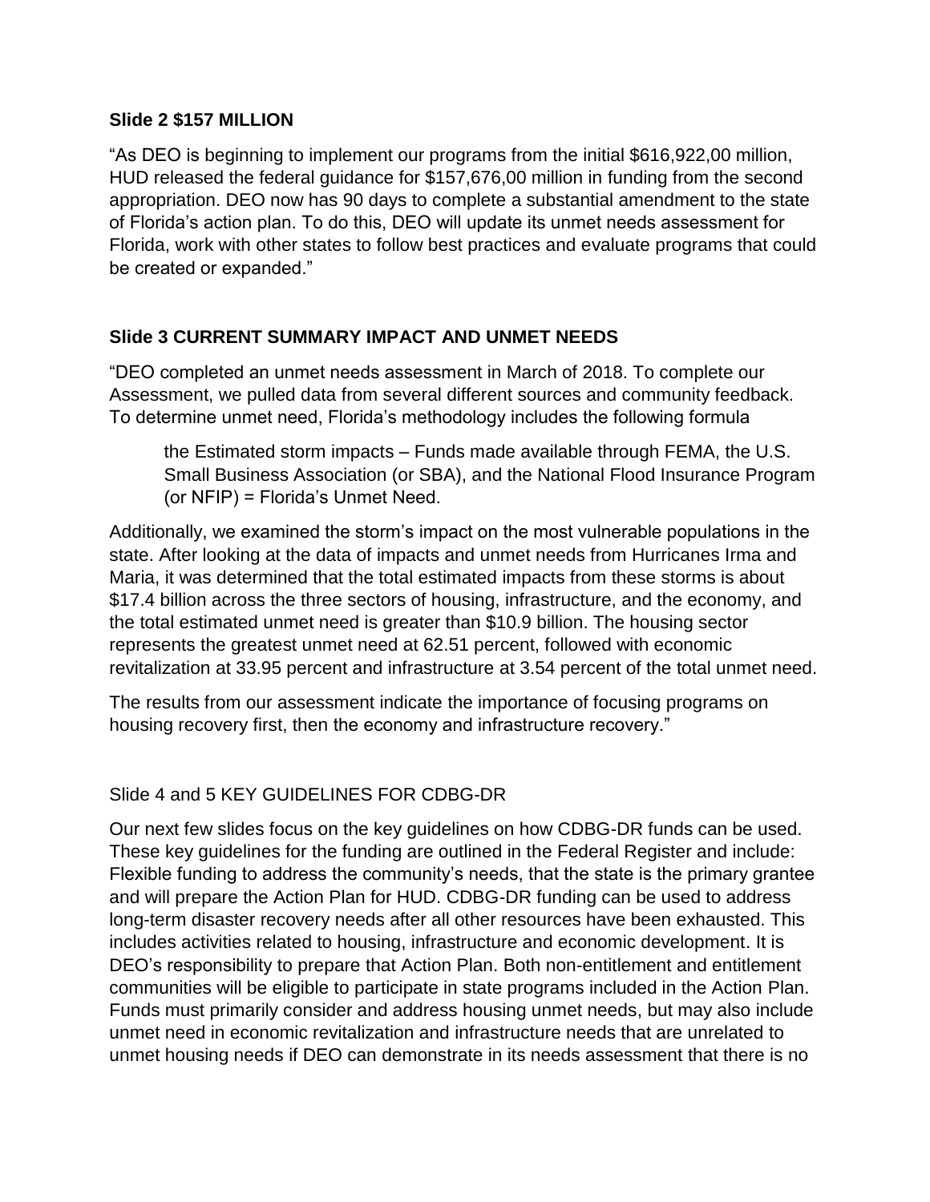**Slide 2 $157 MILLION**

“As DEO is beginning to implement our programs from the initial $616,922,00 million, HUD released the federal guidance for $157,676,00 million in funding from the second appropriation. DEO now has 90 days to complete a substantial amendment to the state of Florida’s action plan. To do this, DEO will update its unmet needs assessment for Florida, work with other states to follow best practices and evaluate programs that could be created or expanded.”

**Slide 3 CURRENT SUMMARY IMPACT AND UNMET NEEDS**

“DEO completed an unmet needs assessment in March of 2018. To complete our Assessment, we pulled data from several different sources and community feedback. To determine unmet need, Florida’s methodology includes the following formula

> the Estimated storm impacts – Funds made available through FEMA, the U.S. Small Business Association (or SBA), and the National Flood Insurance Program (or NFIP) = Florida’s Unmet Need.

Additionally, we examined the storm’s impact on the most vulnerable populations in the state. After looking at the data of impacts and unmet needs from Hurricanes Irma and Maria, it was determined that the total estimated impacts from these storms is about $17.4 billion across the three sectors of housing, infrastructure, and the economy, and the total estimated unmet need is greater than $10.9 billion. The housing sector represents the greatest unmet need at 62.51 percent, followed with economic revitalization at 33.95 percent and infrastructure at 3.54 percent of the total unmet need.

The results from our assessment indicate the importance of focusing programs on housing recovery first, then the economy and infrastructure recovery.”

Slide 4 and 5 KEY GUIDELINES FOR CDBG-DR

Our next few slides focus on the key guidelines on how CDBG-DR funds can be used. These key guidelines for the funding are outlined in the Federal Register and include: Flexible funding to address the community’s needs, that the state is the primary grantee and will prepare the Action Plan for HUD. CDBG-DR funding can be used to address long-term disaster recovery needs after all other resources have been exhausted. This includes activities related to housing, infrastructure and economic development. It is DEO’s responsibility to prepare that Action Plan. Both non-entitlement and entitlement communities will be eligible to participate in state programs included in the Action Plan. Funds must primarily consider and address housing unmet needs, but may also include unmet need in economic revitalization and infrastructure needs that are unrelated to unmet housing needs if DEO can demonstrate in its needs assessment that there is no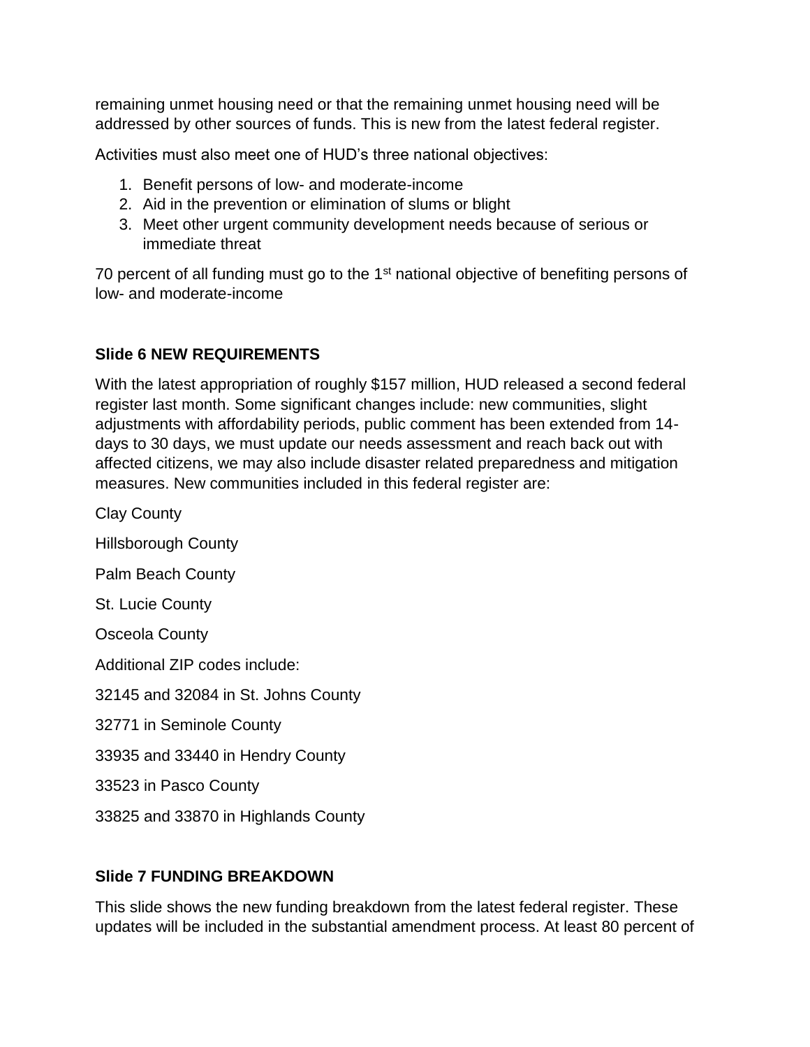remaining unmet housing need or that the remaining unmet housing need will be addressed by other sources of funds. This is new from the latest federal register.

Activities must also meet one of HUD's three national objectives:

1. Benefit persons of low- and moderate-income
2. Aid in the prevention or elimination of slums or blight
3. Meet other urgent community development needs because of serious or immediate threat

70 percent of all funding must go to the 1st national objective of benefiting persons of low- and moderate-income

**Slide 6 NEW REQUIREMENTS**

With the latest appropriation of roughly $157 million, HUD released a second federal register last month. Some significant changes include: new communities, slight adjustments with affordability periods, public comment has been extended from 14-days to 30 days, we must update our needs assessment and reach back out with affected citizens, we may also include disaster related preparedness and mitigation measures. New communities included in this federal register are:

Clay County

Hillsborough County

Palm Beach County

St. Lucie County

Osceola County

Additional ZIP codes include:

32145 and 32084 in St. Johns County

32771 in Seminole County

33935 and 33440 in Hendry County

33523 in Pasco County

33825 and 33870 in Highlands County

**Slide 7 FUNDING BREAKDOWN**

This slide shows the new funding breakdown from the latest federal register. These updates will be included in the substantial amendment process. At least 80 percent of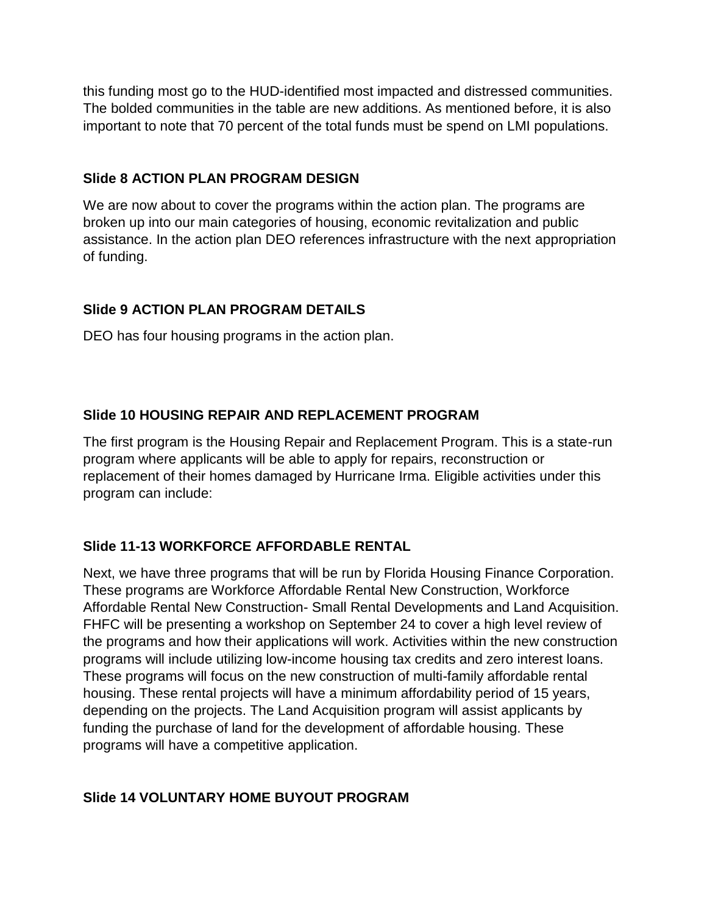this funding most go to the HUD-identified most impacted and distressed communities. The bolded communities in the table are new additions. As mentioned before, it is also important to note that 70 percent of the total funds must be spend on LMI populations.

**Slide 8 ACTION PLAN PROGRAM DESIGN**

We are now about to cover the programs within the action plan. The programs are broken up into our main categories of housing, economic revitalization and public assistance. In the action plan DEO references infrastructure with the next appropriation of funding.

**Slide 9 ACTION PLAN PROGRAM DETAILS**

DEO has four housing programs in the action plan.

**Slide 10 HOUSING REPAIR AND REPLACEMENT PROGRAM**

The first program is the Housing Repair and Replacement Program. This is a state-run program where applicants will be able to apply for repairs, reconstruction or replacement of their homes damaged by Hurricane Irma. Eligible activities under this program can include:

**Slide 11-13 WORKFORCE AFFORDABLE RENTAL**

Next, we have three programs that will be run by Florida Housing Finance Corporation. These programs are Workforce Affordable Rental New Construction, Workforce Affordable Rental New Construction- Small Rental Developments and Land Acquisition. FHFC will be presenting a workshop on September 24 to cover a high level review of the programs and how their applications will work. Activities within the new construction programs will include utilizing low-income housing tax credits and zero interest loans. These programs will focus on the new construction of multi-family affordable rental housing. These rental projects will have a minimum affordability period of 15 years, depending on the projects. The Land Acquisition program will assist applicants by funding the purchase of land for the development of affordable housing. These programs will have a competitive application.

**Slide 14 VOLUNTARY HOME BUYOUT PROGRAM**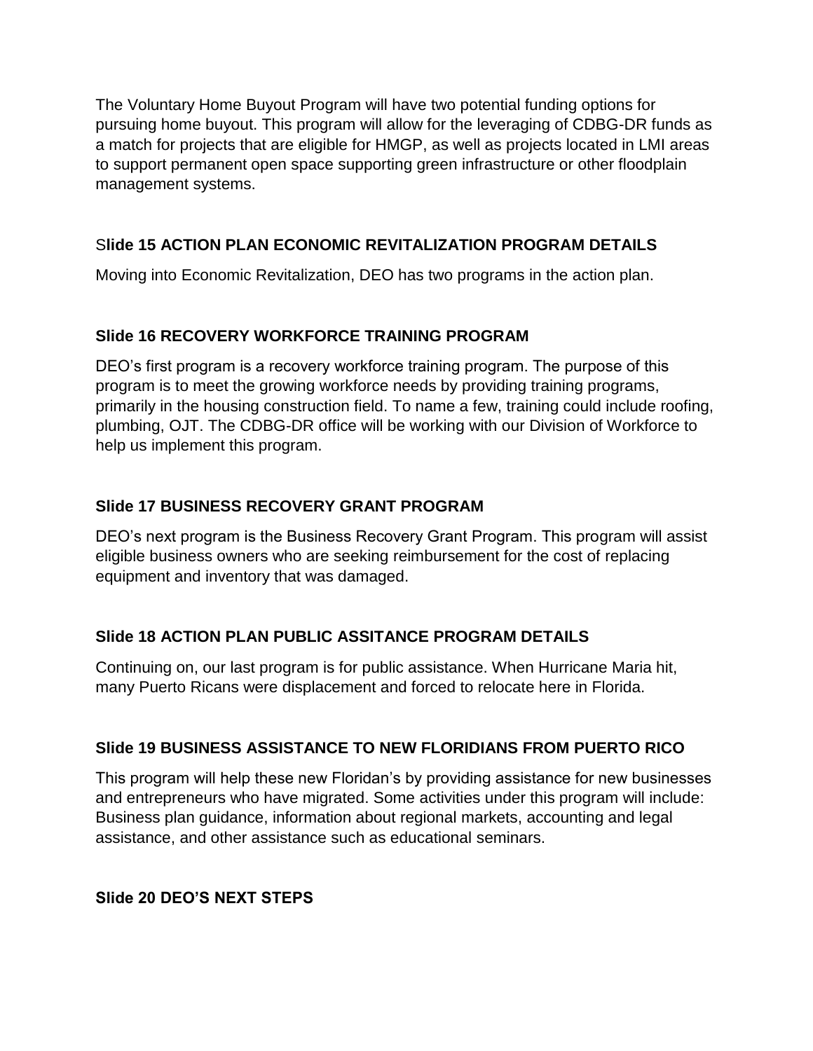The Voluntary Home Buyout Program will have two potential funding options for pursuing home buyout. This program will allow for the leveraging of CDBG-DR funds as a match for projects that are eligible for HMGP, as well as projects located in LMI areas to support permanent open space supporting green infrastructure or other floodplain management systems.

### S**lide 15 ACTION PLAN ECONOMIC REVITALIZATION PROGRAM DETAILS**

Moving into Economic Revitalization, DEO has two programs in the action plan.

### Slide 16 RECOVERY WORKFORCE TRAINING PROGRAM

DEO's first program is a recovery workforce training program. The purpose of this program is to meet the growing workforce needs by providing training programs, primarily in the housing construction field. To name a few, training could include roofing, plumbing, OJT. The CDBG-DR office will be working with our Division of Workforce to help us implement this program.

### Slide 17 BUSINESS RECOVERY GRANT PROGRAM

DEO's next program is the Business Recovery Grant Program. This program will assist eligible business owners who are seeking reimbursement for the cost of replacing equipment and inventory that was damaged.

### Slide 18 ACTION PLAN PUBLIC ASSITANCE PROGRAM DETAILS

Continuing on, our last program is for public assistance. When Hurricane Maria hit, many Puerto Ricans were displacement and forced to relocate here in Florida.

### Slide 19 BUSINESS ASSISTANCE TO NEW FLORIDIANS FROM PUERTO RICO

This program will help these new Floridan's by providing assistance for new businesses and entrepreneurs who have migrated. Some activities under this program will include: Business plan guidance, information about regional markets, accounting and legal assistance, and other assistance such as educational seminars.

### Slide 20 DEO'S NEXT STEPS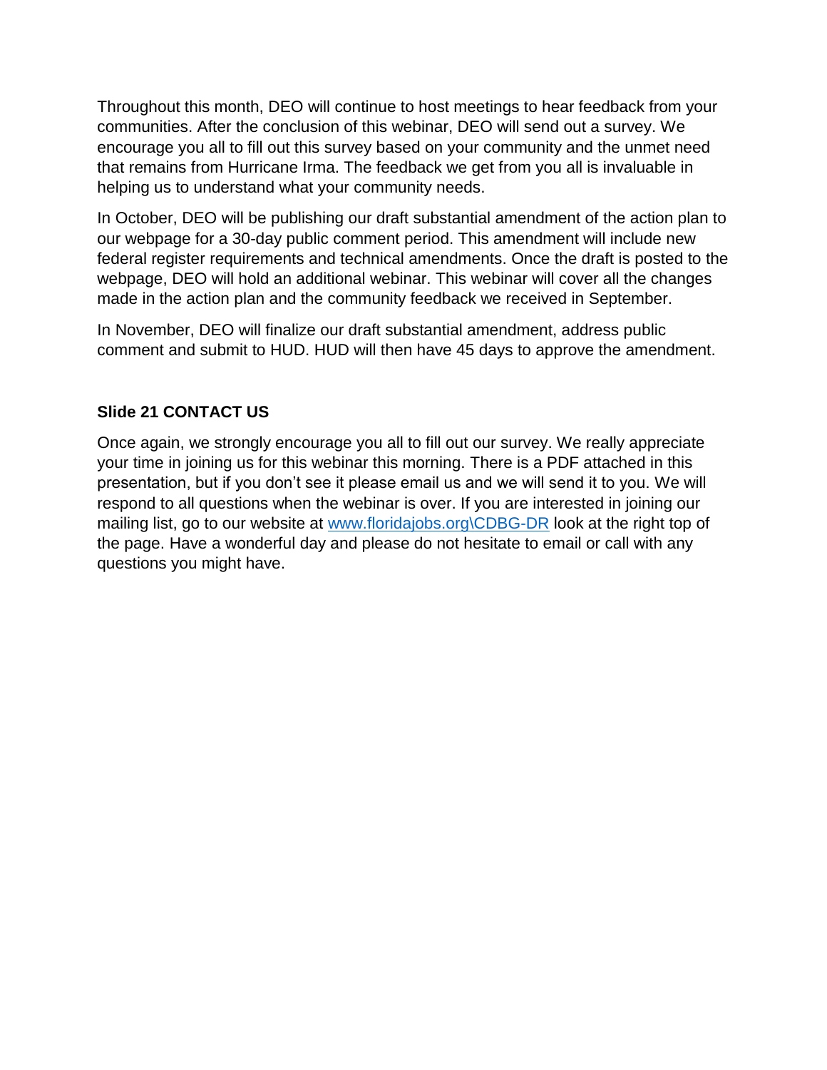Throughout this month, DEO will continue to host meetings to hear feedback from your communities. After the conclusion of this webinar, DEO will send out a survey. We encourage you all to fill out this survey based on your community and the unmet need that remains from Hurricane Irma. The feedback we get from you all is invaluable in helping us to understand what your community needs.

In October, DEO will be publishing our draft substantial amendment of the action plan to our webpage for a 30-day public comment period. This amendment will include new federal register requirements and technical amendments. Once the draft is posted to the webpage, DEO will hold an additional webinar. This webinar will cover all the changes made in the action plan and the community feedback we received in September.

In November, DEO will finalize our draft substantial amendment, address public comment and submit to HUD. HUD will then have 45 days to approve the amendment.

**Slide 21 CONTACT US**

Once again, we strongly encourage you all to fill out our survey. We really appreciate your time in joining us for this webinar this morning. There is a PDF attached in this presentation, but if you don't see it please email us and we will send it to you. We will respond to all questions when the webinar is over. If you are interested in joining our mailing list, go to our website at [www.floridajobs.org\CDBG-DR](www.floridajobs.org\CDBG-DR) look at the right top of the page. Have a wonderful day and please do not hesitate to email or call with any questions you might have.